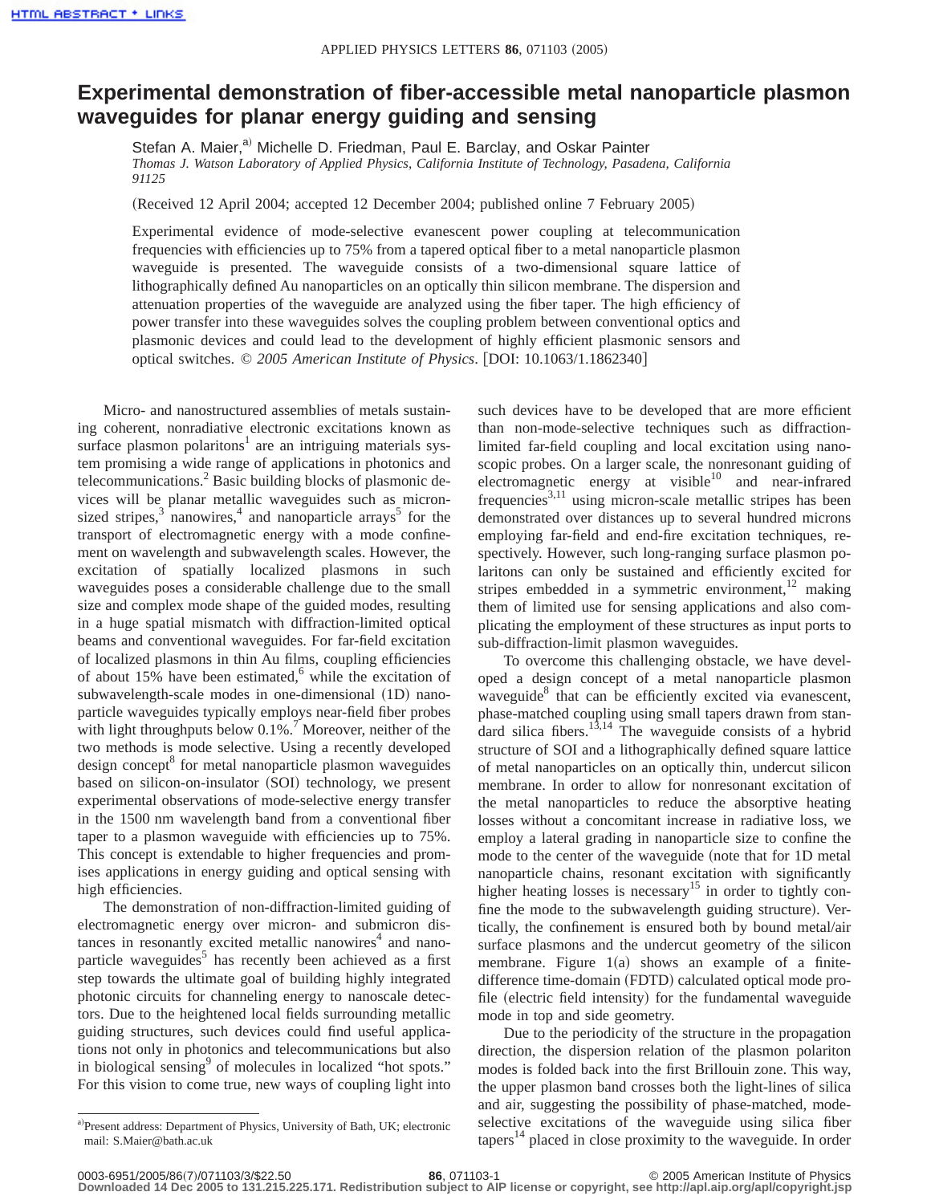# Experimental demonstration of fiber-accessible metal nanoparticle plasmon waveguides for planar energy guiding and sensing

Stefan A. Maier,[a] Michelle D. Friedman, Paul E. Barclay, and Oskar Painter

*Thomas J. Watson Laboratory of Applied Physics, California Institute of Technology, Pasadena, California 91125*

(Received 12 April 2004; accepted 12 December 2004; published online 7 February 2005)

Experimental evidence of mode-selective evanescent power coupling at telecommunication frequencies with efficiencies up to 75% from a tapered optical fiber to a metal nanoparticle plasmon waveguide is presented. The waveguide consists of a two-dimensional square lattice of lithographically defined Au nanoparticles on an optically thin silicon membrane. The dispersion and attenuation properties of the waveguide are analyzed using the fiber taper. The high efficiency of power transfer into these waveguides solves the coupling problem between conventional optics and plasmonic devices and could lead to the development of highly efficient plasmonic sensors and optical switches. © *2005 American Institute of Physics*. [DOI: 10.1063/1.1862340]

Micro- and nanostructured assemblies of metals sustaining coherent, nonradiative electronic excitations known as surface plasmon polaritons[1] are an intriguing materials system promising a wide range of applications in photonics and telecommunications.[2] Basic building blocks of plasmonic devices will be planar metallic waveguides such as micron-sized stripes,[3] nanowires,[4] and nanoparticle arrays[5] for the transport of electromagnetic energy with a mode confinement on wavelength and subwavelength scales. However, the excitation of spatially localized plasmons in such waveguides poses a considerable challenge due to the small size and complex mode shape of the guided modes, resulting in a huge spatial mismatch with diffraction-limited optical beams and conventional waveguides. For far-field excitation of localized plasmons in thin Au films, coupling efficiencies of about 15% have been estimated,[6] while the excitation of subwavelength-scale modes in one-dimensional (1D) nanoparticle waveguides typically employs near-field fiber probes with light throughputs below 0.1%.[7] Moreover, neither of the two methods is mode selective. Using a recently developed design concept[8] for metal nanoparticle plasmon waveguides based on silicon-on-insulator (SOI) technology, we present experimental observations of mode-selective energy transfer in the 1500 nm wavelength band from a conventional fiber taper to a plasmon waveguide with efficiencies up to 75%. This concept is extendable to higher frequencies and promises applications in energy guiding and optical sensing with high efficiencies.

The demonstration of non-diffraction-limited guiding of electromagnetic energy over micron- and submicron distances in resonantly excited metallic nanowires[4] and nanoparticle waveguides[5] has recently been achieved as a first step towards the ultimate goal of building highly integrated photonic circuits for channeling energy to nanoscale detectors. Due to the heightened local fields surrounding metallic guiding structures, such devices could find useful applications not only in photonics and telecommunications but also in biological sensing[9] of molecules in localized "hot spots." For this vision to come true, new ways of coupling light into such devices have to be developed that are more efficient than non-mode-selective techniques such as diffraction-limited far-field coupling and local excitation using nanoscopic probes. On a larger scale, the nonresonant guiding of electromagnetic energy at visible[10] and near-infrared frequencies[3,11] using micron-scale metallic stripes has been demonstrated over distances up to several hundred microns employing far-field and end-fire excitation techniques, respectively. However, such long-ranging surface plasmon polaritons can only be sustained and efficiently excited for stripes embedded in a symmetric environment,[12] making them of limited use for sensing applications and also complicating the employment of these structures as input ports to sub-diffraction-limit plasmon waveguides.

To overcome this challenging obstacle, we have developed a design concept of a metal nanoparticle plasmon waveguide[8] that can be efficiently excited via evanescent, phase-matched coupling using small tapers drawn from standard silica fibers.[13,14] The waveguide consists of a hybrid structure of SOI and a lithographically defined square lattice of metal nanoparticles on an optically thin, undercut silicon membrane. In order to allow for nonresonant excitation of the metal nanoparticles to reduce the absorptive heating losses without a concomitant increase in radiative loss, we employ a lateral grading in nanoparticle size to confine the mode to the center of the waveguide (note that for 1D metal nanoparticle chains, resonant excitation with significantly higher heating losses is necessary[15] in order to tightly confine the mode to the subwavelength guiding structure). Vertically, the confinement is ensured both by bound metal/air surface plasmons and the undercut geometry of the silicon membrane. Figure 1(a) shows an example of a finite-difference time-domain (FDTD) calculated optical mode profile (electric field intensity) for the fundamental waveguide mode in top and side geometry.

Due to the periodicity of the structure in the propagation direction, the dispersion relation of the plasmon polariton modes is folded back into the first Brillouin zone. This way, the upper plasmon band crosses both the light-lines of silica and air, suggesting the possibility of phase-matched, mode-selective excitations of the waveguide using silica fiber tapers[14] placed in close proximity to the waveguide. In order

[a] Present address: Department of Physics, University of Bath, UK; electronic mail: S.Maier@bath.ac.uk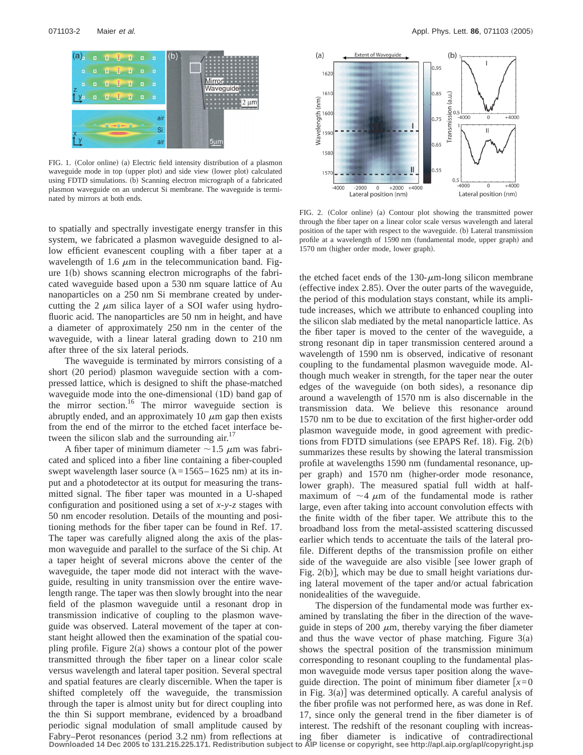FIG. 1. (Color online) (a) Electric field intensity distribution of a plasmon waveguide mode in top (upper plot) and side view (lower plot) calculated using FDTD simulations. (b) Scanning electron micrograph of a fabricated plasmon waveguide on an undercut Si membrane. The waveguide is terminated by mirrors at both ends.

to spatially and spectrally investigate energy transfer in this system, we fabricated a plasmon waveguide designed to allow efficient evanescent coupling with a fiber taper at a wavelength of 1.6 $\mu$m in the telecommunication band. Figure 1(b) shows scanning electron micrographs of the fabricated waveguide based upon a 530 nm square lattice of Au nanoparticles on a 250 nm Si membrane created by undercutting the 2 $\mu$m silica layer of a SOI wafer using hydrofluoric acid. The nanoparticles are 50 nm in height, and have a diameter of approximately 250 nm in the center of the waveguide, with a linear lateral grading down to 210 nm after three of the six lateral periods.

The waveguide is terminated by mirrors consisting of a short (20 period) plasmon waveguide section with a compressed lattice, which is designed to shift the phase-matched waveguide mode into the one-dimensional (1D) band gap of the mirror section.[16] The mirror waveguide section is abruptly ended, and an approximately 10 $\mu$m gap then exists from the end of the mirror to the etched facet interface between the silicon slab and the surrounding air.[17]

A fiber taper of minimum diameter $\sim$1.5 $\mu$m was fabricated and spliced into a fiber line containing a fiber-coupled swept wavelength laser source ($\lambda$=1565–1625 nm) at its input and a photodetector at its output for measuring the transmitted signal. The fiber taper was mounted in a U-shaped configuration and positioned using a set of *x-y-z* stages with 50 nm encoder resolution. Details of the mounting and positioning methods for the fiber taper can be found in Ref. 17. The taper was carefully aligned along the axis of the plasmon waveguide and parallel to the surface of the Si chip. At a taper height of several microns above the center of the waveguide, the taper mode did not interact with the waveguide, resulting in unity transmission over the entire wavelength range. The taper was then slowly brought into the near field of the plasmon waveguide until a resonant drop in transmission indicative of coupling to the plasmon waveguide was observed. Lateral movement of the taper at constant height allowed then the examination of the spatial coupling profile. Figure 2(a) shows a contour plot of the power transmitted through the fiber taper on a linear color scale versus wavelength and lateral taper position. Several spectral and spatial features are clearly discernible. When the taper is shifted completely off the waveguide, the transmission through the taper is almost unity but for direct coupling into the thin Si support membrane, evidenced by a broadband periodic signal modulation of small amplitude caused by Fabry–Perot resonances (period 3.2 nm) from reflections at the etched facet ends of the 130-$\mu$m-long silicon membrane (effective index 2.85). Over the outer parts of the waveguide, the period of this modulation stays constant, while its amplitude increases, which we attribute to enhanced coupling into the silicon slab mediated by the metal nanoparticle lattice. As the fiber taper is moved to the center of the waveguide, a strong resonant dip in taper transmission centered around a wavelength of 1590 nm is observed, indicative of resonant coupling to the fundamental plasmon waveguide mode. Although much weaker in strength, for the taper near the outer edges of the waveguide (on both sides), a resonance dip around a wavelength of 1570 nm is also discernable in the transmission data. We believe this resonance around 1570 nm to be due to excitation of the first higher-order odd plasmon waveguide mode, in good agreement with predictions from FDTD simulations (see EPAPS Ref. 18). Fig. 2(b) summarizes these results by showing the lateral transmission profile at wavelengths 1590 nm (fundamental resonance, upper graph) and 1570 nm (higher-order mode resonance, lower graph). The measured spatial full width at half-maximum of $\sim$4 $\mu$m of the fundamental mode is rather large, even after taking into account convolution effects with the finite width of the fiber taper. We attribute this to the broadband loss from the metal-assisted scattering discussed earlier which tends to accentuate the tails of the lateral profile. Different depths of the transmission profile on either side of the waveguide are also visible [see lower graph of Fig. 2(b)], which may be due to small height variations during lateral movement of the taper and/or actual fabrication nonidealities of the waveguide.

FIG. 2. (Color online) (a) Contour plot showing the transmitted power through the fiber taper on a linear color scale versus wavelength and lateral position of the taper with respect to the waveguide. (b) Lateral transmission profile at a wavelength of 1590 nm (fundamental mode, upper graph) and 1570 nm (higher order mode, lower graph).

The dispersion of the fundamental mode was further examined by translating the fiber in the direction of the waveguide in steps of 200 $\mu$m, thereby varying the fiber diameter and thus the wave vector of phase matching. Figure 3(a) shows the spectral position of the transmission minimum corresponding to resonant coupling to the fundamental plasmon waveguide mode versus taper position along the waveguide direction. The point of minimum fiber diameter [$x$=0 in Fig. 3(a)] was determined optically. A careful analysis of the fiber profile was not performed here, as was done in Ref. 17, since only the general trend in the fiber diameter is of interest. The redshift of the resonant coupling with increasing fiber diameter is indicative of contradirectional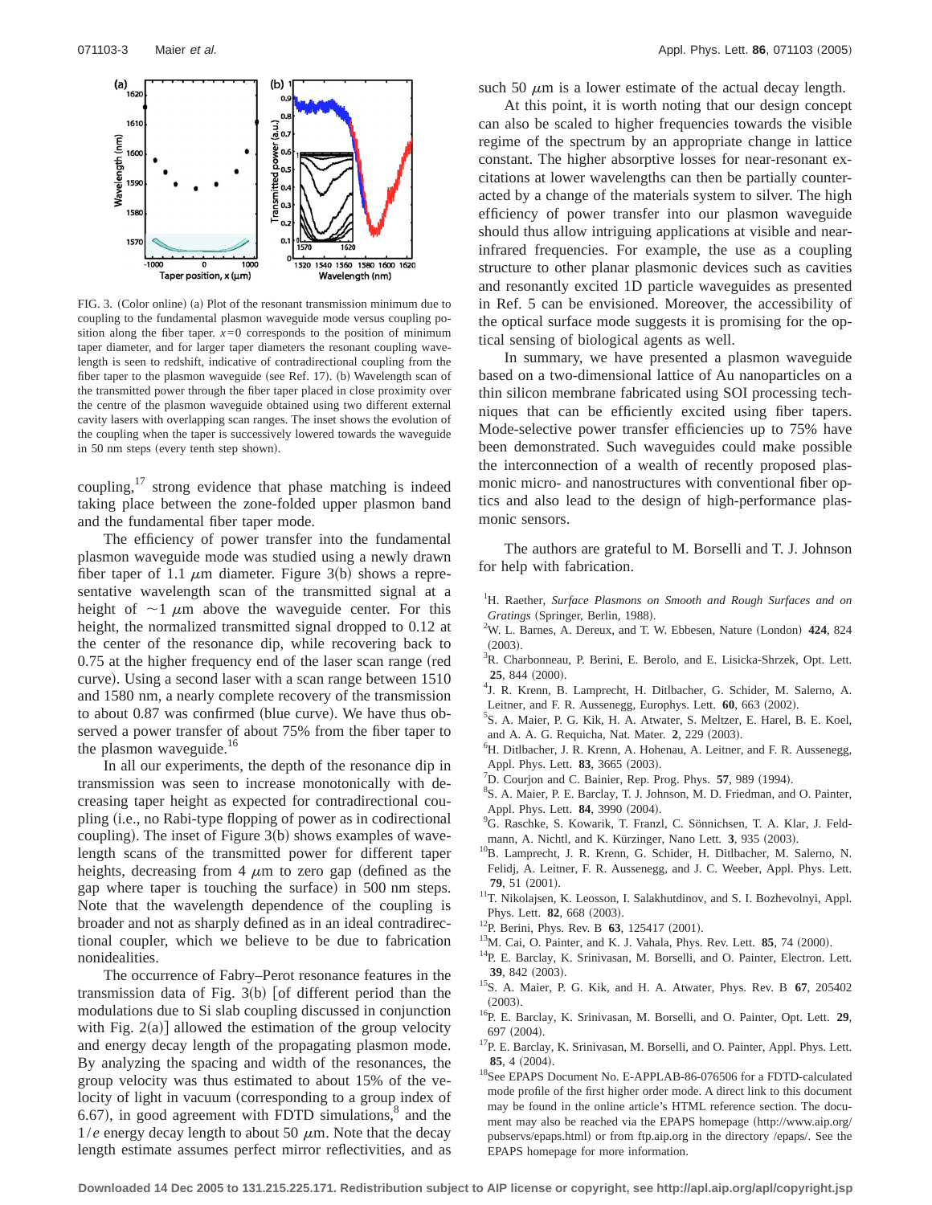(a)

1620

1610

Wavelength (nm)

1600

1590

1580

1570

-1000 0 1000

Taper position, x (μm)

(b)

Transmitted power (a.u.)

1

0.9

0.8

0.7

0.6

0.5

0.4

0.3

0.2

0.1

0

1520 1540 1560 1580 1600 1620

Wavelength (nm)

1570 1620

FIG. 3. (Color online) (a) Plot of the resonant transmission minimum due to coupling to the fundamental plasmon waveguide mode versus coupling position along the fiber taper. $x=0$ corresponds to the position of minimum taper diameter, and for larger taper diameters the resonant coupling wavelength is seen to redshift, indicative of contradirectional coupling from the fiber taper to the plasmon waveguide (see Ref. 17). (b) Wavelength scan of the transmitted power through the fiber taper placed in close proximity over the centre of the plasmon waveguide obtained using two different external cavity lasers with overlapping scan ranges. The inset shows the evolution of the coupling when the taper is successively lowered towards the waveguide in 50 nm steps (every tenth step shown).

coupling,[17] strong evidence that phase matching is indeed taking place between the zone-folded upper plasmon band and the fundamental fiber taper mode.

The efficiency of power transfer into the fundamental plasmon waveguide mode was studied using a newly drawn fiber taper of 1.1 $\mu$m diameter. Figure 3(b) shows a representative wavelength scan of the transmitted signal at a height of $\sim$1 $\mu$m above the waveguide center. For this height, the normalized transmitted signal dropped to 0.12 at the center of the resonance dip, while recovering back to 0.75 at the higher frequency end of the laser scan range (red curve). Using a second laser with a scan range between 1510 and 1580 nm, a nearly complete recovery of the transmission to about 0.87 was confirmed (blue curve). We have thus observed a power transfer of about 75% from the fiber taper to the plasmon waveguide.[16]

In all our experiments, the depth of the resonance dip in transmission was seen to increase monotonically with decreasing taper height as expected for contradirectional coupling (i.e., no Rabi-type flopping of power as in codirectional coupling). The inset of Figure 3(b) shows examples of wavelength scans of the transmitted power for different taper heights, decreasing from 4 $\mu$m to zero gap (defined as the gap where taper is touching the surface) in 500 nm steps. Note that the wavelength dependence of the coupling is broader and not as sharply defined as in an ideal contradirectional coupler, which we believe to be due to fabrication nonidealities.

The occurrence of Fabry–Perot resonance features in the transmission data of Fig. 3(b) [of different period than the modulations due to Si slab coupling discussed in conjunction with Fig. 2(a)] allowed the estimation of the group velocity and energy decay length of the propagating plasmon mode. By analyzing the spacing and width of the resonances, the group velocity was thus estimated to about 15% of the velocity of light in vacuum (corresponding to a group index of 6.67), in good agreement with FDTD simulations,[8] and the $1/e$ energy decay length to about 50 $\mu$m. Note that the decay length estimate assumes perfect mirror reflectivities, and as such 50 $\mu$m is a lower estimate of the actual decay length.

At this point, it is worth noting that our design concept can also be scaled to higher frequencies towards the visible regime of the spectrum by an appropriate change in lattice constant. The higher absorptive losses for near-resonant excitations at lower wavelengths can then be partially counteracted by a change of the materials system to silver. The high efficiency of power transfer into our plasmon waveguide should thus allow intriguing applications at visible and near-infrared frequencies. For example, the use as a coupling structure to other planar plasmonic devices such as cavities and resonantly excited 1D particle waveguides as presented in Ref. 5 can be envisioned. Moreover, the accessibility of the optical surface mode suggests it is promising for the optical sensing of biological agents as well.

In summary, we have presented a plasmon waveguide based on a two-dimensional lattice of Au nanoparticles on a thin silicon membrane fabricated using SOI processing techniques that can be efficiently excited using fiber tapers. Mode-selective power transfer efficiencies up to 75% have been demonstrated. Such waveguides could make possible the interconnection of a wealth of recently proposed plasmonic micro- and nanostructures with conventional fiber optics and also lead to the design of high-performance plasmonic sensors.

The authors are grateful to M. Borselli and T. J. Johnson for help with fabrication.

[1] H. Raether, *Surface Plasmons on Smooth and Rough Surfaces and on Gratings* (Springer, Berlin, 1988).
[2] W. L. Barnes, A. Dereux, and T. W. Ebbesen, Nature (London) **424**, 824 (2003).
[3] R. Charbonneau, P. Berini, E. Berolo, and E. Lisicka-Shrzek, Opt. Lett. **25**, 844 (2000).
[4] J. R. Krenn, B. Lamprecht, H. Ditlbacher, G. Schider, M. Salerno, A. Leitner, and F. R. Aussenegg, Europhys. Lett. **60**, 663 (2002).
[5] S. A. Maier, P. G. Kik, H. A. Atwater, S. Meltzer, E. Harel, B. E. Koel, and A. A. G. Requicha, Nat. Mater. **2**, 229 (2003).
[6] H. Ditlbacher, J. R. Krenn, A. Hohenau, A. Leitner, and F. R. Aussenegg, Appl. Phys. Lett. **83**, 3665 (2003).
[7] D. Courjon and C. Bainier, Rep. Prog. Phys. **57**, 989 (1994).
[8] S. A. Maier, P. E. Barclay, T. J. Johnson, M. D. Friedman, and O. Painter, Appl. Phys. Lett. **84**, 3990 (2004).
[9] G. Raschke, S. Kowarik, T. Franzl, C. Sönnichsen, T. A. Klar, J. Feldmann, A. Nichtl, and K. Kürzinger, Nano Lett. **3**, 935 (2003).
[10] B. Lamprecht, J. R. Krenn, G. Schider, H. Ditlbacher, M. Salerno, N. Felidj, A. Leitner, F. R. Aussenegg, and J. C. Weeber, Appl. Phys. Lett. **79**, 51 (2001).
[11] T. Nikolajsen, K. Leosson, I. Salakhutdinov, and S. I. Bozhevolnyi, Appl. Phys. Lett. **82**, 668 (2003).
[12] P. Berini, Phys. Rev. B **63**, 125417 (2001).
[13] M. Cai, O. Painter, and K. J. Vahala, Phys. Rev. Lett. **85**, 74 (2000).
[14] P. E. Barclay, K. Srinivasan, M. Borselli, and O. Painter, Electron. Lett. **39**, 842 (2003).
[15] S. A. Maier, P. G. Kik, and H. A. Atwater, Phys. Rev. B **67**, 205402 (2003).
[16] P. E. Barclay, K. Srinivasan, and O. Painter, Opt. Lett. **29**, 697 (2004).
[17] P. E. Barclay, K. Srinivasan, M. Borselli, and O. Painter, Appl. Phys. Lett. **85**, 4 (2004).
[18] See EPAPS Document No. E-APPLAB-86-076506 for a FDTD-calculated mode profile of the first higher order mode. A direct link to this document may be found in the online article's HTML reference section. The document may also be reached via the EPAPS homepage (http://www.aip.org/pubservs/epaps.html) or from ftp.aip.org in the directory /epaps/. See the EPAPS homepage for more information.